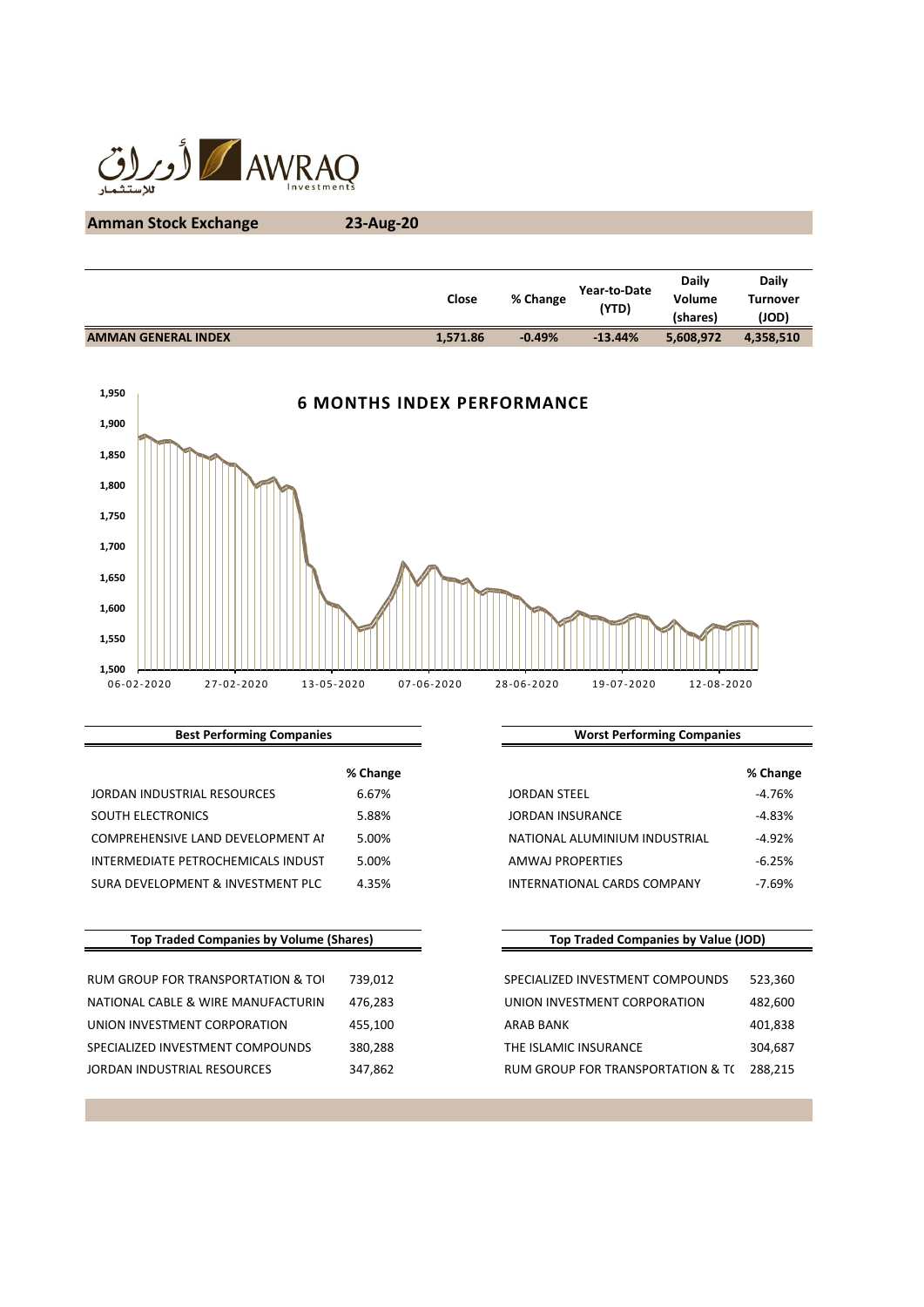**Amman Stock Exchange** **23-Aug-20**

| | Close | % Change | Year-to-Date (YTD) | Daily Volume (shares) | Daily Turnover (JOD) |
|---|---|---|---|---|---|
| **AMMAN GENERAL INDEX** | **1,571.86** | **-0.49%** | **-13.44%** | **5,608,972** | **4,358,510** |

**6 MONTHS INDEX PERFORMANCE**

| Best Performing Companies | % Change |
|---|---|
| JORDAN INDUSTRIAL RESOURCES | 6.67% |
| SOUTH ELECTRONICS | 5.88% |
| COMPREHENSIVE LAND DEVELOPMENT AI | 5.00% |
| INTERMEDIATE PETROCHEMICALS INDUST | 5.00% |
| SURA DEVELOPMENT & INVESTMENT PLC | 4.35% |

| Worst Performing Companies | % Change |
|---|---|
| JORDAN STEEL | -4.76% |
| JORDAN INSURANCE | -4.83% |
| NATIONAL ALUMINIUM INDUSTRIAL | -4.92% |
| AMWAJ PROPERTIES | -6.25% |
| INTERNATIONAL CARDS COMPANY | -7.69% |

| Top Traded Companies by Volume (Shares) | |
|---|---|
| RUM GROUP FOR TRANSPORTATION & TOI | 739,012 |
| NATIONAL CABLE & WIRE MANUFACTURIN | 476,283 |
| UNION INVESTMENT CORPORATION | 455,100 |
| SPECIALIZED INVESTMENT COMPOUNDS | 380,288 |
| JORDAN INDUSTRIAL RESOURCES | 347,862 |

| Top Traded Companies by Value (JOD) | |
|---|---|
| SPECIALIZED INVESTMENT COMPOUNDS | 523,360 |
| UNION INVESTMENT CORPORATION | 482,600 |
| ARAB BANK | 401,838 |
| THE ISLAMIC INSURANCE | 304,687 |
| RUM GROUP FOR TRANSPORTATION & TO | 288,215 |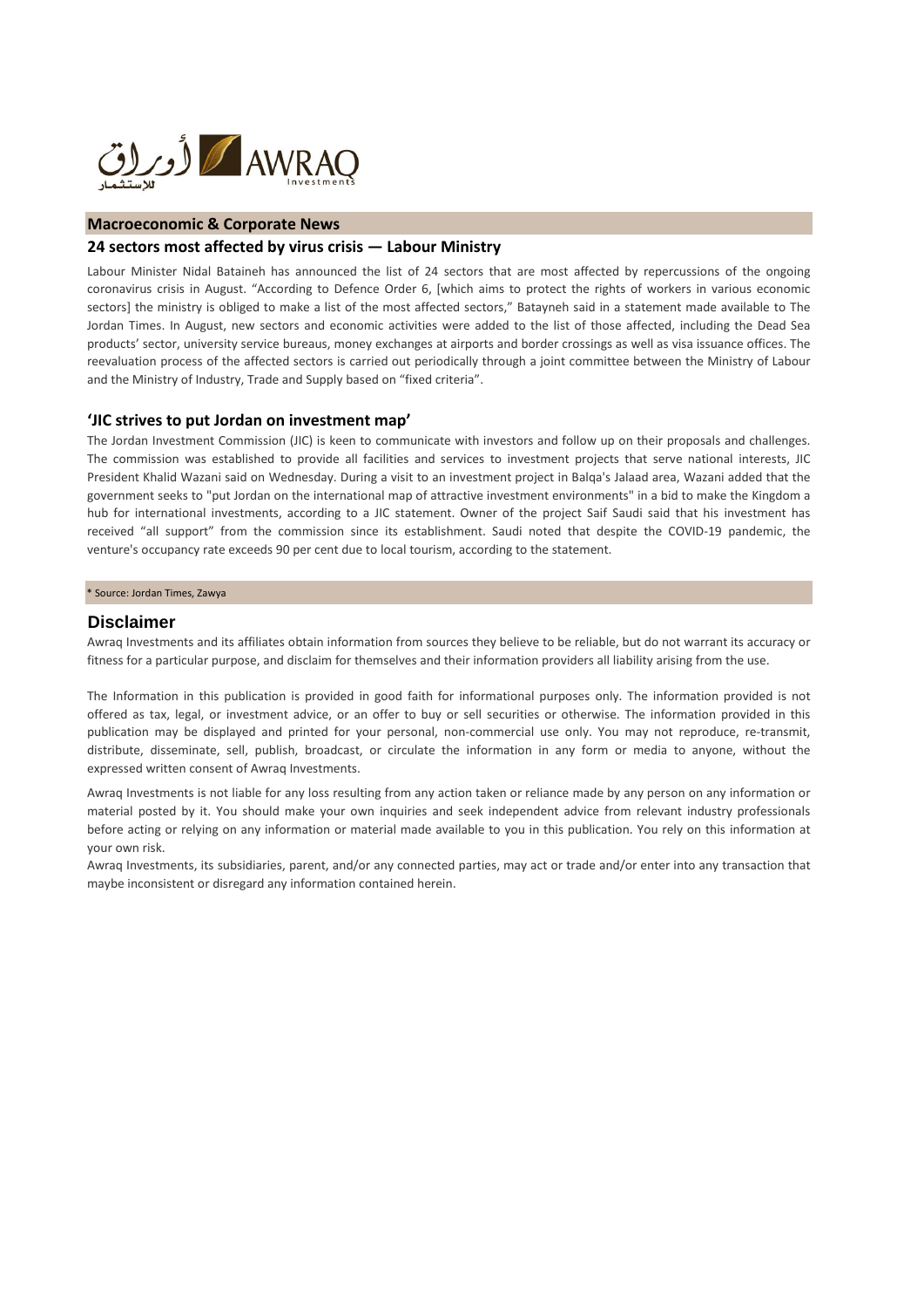## Macroeconomic & Corporate News

### 24 sectors most affected by virus crisis — Labour Ministry

Labour Minister Nidal Bataineh has announced the list of 24 sectors that are most affected by repercussions of the ongoing coronavirus crisis in August. "According to Defence Order 6, [which aims to protect the rights of workers in various economic sectors] the ministry is obliged to make a list of the most affected sectors," Batayneh said in a statement made available to The Jordan Times. In August, new sectors and economic activities were added to the list of those affected, including the Dead Sea products' sector, university service bureaus, money exchanges at airports and border crossings as well as visa issuance offices. The reevaluation process of the affected sectors is carried out periodically through a joint committee between the Ministry of Labour and the Ministry of Industry, Trade and Supply based on "fixed criteria".

### 'JIC strives to put Jordan on investment map'

The Jordan Investment Commission (JIC) is keen to communicate with investors and follow up on their proposals and challenges. The commission was established to provide all facilities and services to investment projects that serve national interests, JIC President Khalid Wazani said on Wednesday. During a visit to an investment project in Balqa's Jalaad area, Wazani added that the government seeks to "put Jordan on the international map of attractive investment environments" in a bid to make the Kingdom a hub for international investments, according to a JIC statement. Owner of the project Saif Saudi said that his investment has received "all support" from the commission since its establishment. Saudi noted that despite the COVID-19 pandemic, the venture's occupancy rate exceeds 90 per cent due to local tourism, according to the statement.

* Source: Jordan Times, Zawya

## Disclaimer

Awraq Investments and its affiliates obtain information from sources they believe to be reliable, but do not warrant its accuracy or fitness for a particular purpose, and disclaim for themselves and their information providers all liability arising from the use.

The Information in this publication is provided in good faith for informational purposes only. The information provided is not offered as tax, legal, or investment advice, or an offer to buy or sell securities or otherwise. The information provided in this publication may be displayed and printed for your personal, non-commercial use only. You may not reproduce, re-transmit, distribute, disseminate, sell, publish, broadcast, or circulate the information in any form or media to anyone, without the expressed written consent of Awraq Investments.

Awraq Investments is not liable for any loss resulting from any action taken or reliance made by any person on any information or material posted by it. You should make your own inquiries and seek independent advice from relevant industry professionals before acting or relying on any information or material made available to you in this publication. You rely on this information at your own risk.

Awraq Investments, its subsidiaries, parent, and/or any connected parties, may act or trade and/or enter into any transaction that maybe inconsistent or disregard any information contained herein.